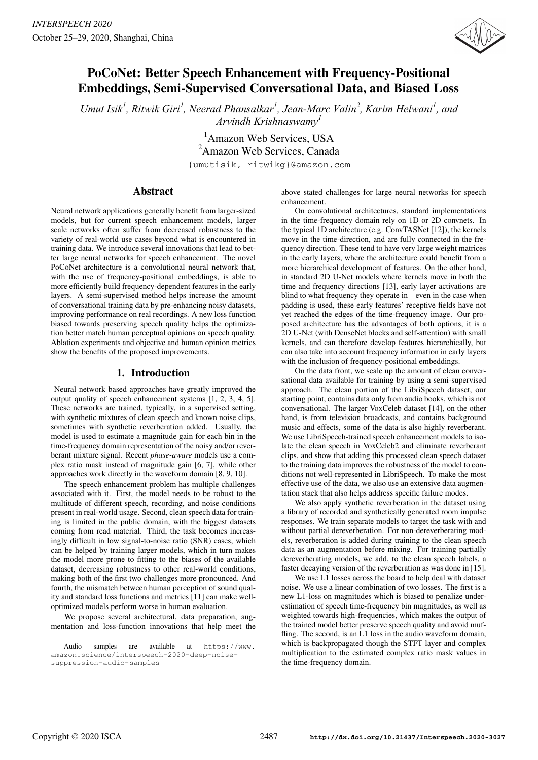# PoCoNet: Better Speech Enhancement with Frequency-Positional Embeddings, Semi-Supervised Conversational Data, and Biased Loss

*Umut Isik[1], Ritwik Giri[1], Neerad Phansalkar[1], Jean-Marc Valin[2], Karim Helwani[1], and Arvindh Krishnaswamy[1]*

[1]Amazon Web Services, USA
[2]Amazon Web Services, Canada

{umutisik, ritwikg}@amazon.com

## Abstract

Neural network applications generally benefit from larger-sized models, but for current speech enhancement models, larger scale networks often suffer from decreased robustness to the variety of real-world use cases beyond what is encountered in training data. We introduce several innovations that lead to better large neural networks for speech enhancement. The novel PoCoNet architecture is a convolutional neural network that, with the use of frequency-positional embeddings, is able to more efficiently build frequency-dependent features in the early layers. A semi-supervised method helps increase the amount of conversational training data by pre-enhancing noisy datasets, improving performance on real recordings. A new loss function biased towards preserving speech quality helps the optimization better match human perceptual opinions on speech quality. Ablation experiments and objective and human opinion metrics show the benefits of the proposed improvements.

## 1. Introduction

Neural network based approaches have greatly improved the output quality of speech enhancement systems [1, 2, 3, 4, 5]. These networks are trained, typically, in a supervised setting, with synthetic mixtures of clean speech and known noise clips, sometimes with synthetic reverberation added. Usually, the model is used to estimate a magnitude gain for each bin in the time-frequency domain representation of the noisy and/or reverberant mixture signal. Recent *phase-aware* models use a complex ratio mask instead of magnitude gain [6, 7], while other approaches work directly in the waveform domain [8, 9, 10].

The speech enhancement problem has multiple challenges associated with it. First, the model needs to be robust to the multitude of different speech, recording, and noise conditions present in real-world usage. Second, clean speech data for training is limited in the public domain, with the biggest datasets coming from read material. Third, the task becomes increasingly difficult in low signal-to-noise ratio (SNR) cases, which can be helped by training larger models, which in turn makes the model more prone to fitting to the biases of the available dataset, decreasing robustness to other real-world conditions, making both of the first two challenges more pronounced. And fourth, the mismatch between human perception of sound quality and standard loss functions and metrics [11] can make well-optimized models perform worse in human evaluation.

We propose several architectural, data preparation, augmentation and loss-function innovations that help meet the above stated challenges for large neural networks for speech enhancement.

On convolutional architectures, standard implementations in the time-frequency domain rely on 1D or 2D convnets. In the typical 1D architecture (e.g. ConvTASNet [12]), the kernels move in the time-direction, and are fully connected in the frequency direction. These tend to have very large weight matrices in the early layers, where the architecture could benefit from a more hierarchical development of features. On the other hand, in standard 2D U-Net models where kernels move in both the time and frequency directions [13], early layer activations are blind to what frequency they operate in – even in the case when padding is used, these early features' receptive fields have not yet reached the edges of the time-frequency image. Our proposed architecture has the advantages of both options, it is a 2D U-Net (with DenseNet blocks and self-attention) with small kernels, and can therefore develop features hierarchically, but can also take into account frequency information in early layers with the inclusion of frequency-positional embeddings.

On the data front, we scale up the amount of clean conversational data available for training by using a semi-supervised approach. The clean portion of the LibriSpeech dataset, our starting point, contains data only from audio books, which is not conversational. The larger VoxCeleb dataset [14], on the other hand, is from television broadcasts, and contains background music and effects, some of the data is also highly reverberant. We use LibriSpeech-trained speech enhancement models to isolate the clean speech in VoxCeleb2 and eliminate reverberant clips, and show that adding this processed clean speech dataset to the training data improves the robustness of the model to conditions not well-represented in LibriSpeech. To make the most effective use of the data, we also use an extensive data augmentation stack that also helps address specific failure modes.

We also apply synthetic reverberation in the dataset using a library of recorded and synthetically generated room impulse responses. We train separate models to target the task with and without partial dereverberation. For non-dereverberating models, reverberation is added during training to the clean speech data as an augmentation before mixing. For training partially dereverberating models, we add, to the clean speech labels, a faster decaying version of the reverberation as was done in [15].

We use L1 losses across the board to help deal with dataset noise. We use a linear combination of two losses. The first is a new L1-loss on magnitudes which is biased to penalize underestimation of speech time-frequency bin magnitudes, as well as weighted towards high-frequencies, which makes the output of the trained model better preserve speech quality and avoid muffling. The second, is an L1 loss in the audio waveform domain, which is backpropagated though the STFT layer and complex multiplication to the estimated complex ratio mask values in the time-frequency domain.

Audio samples are available at https://www.amazon.science/interspeech-2020-deep-noise-suppression-audio-samples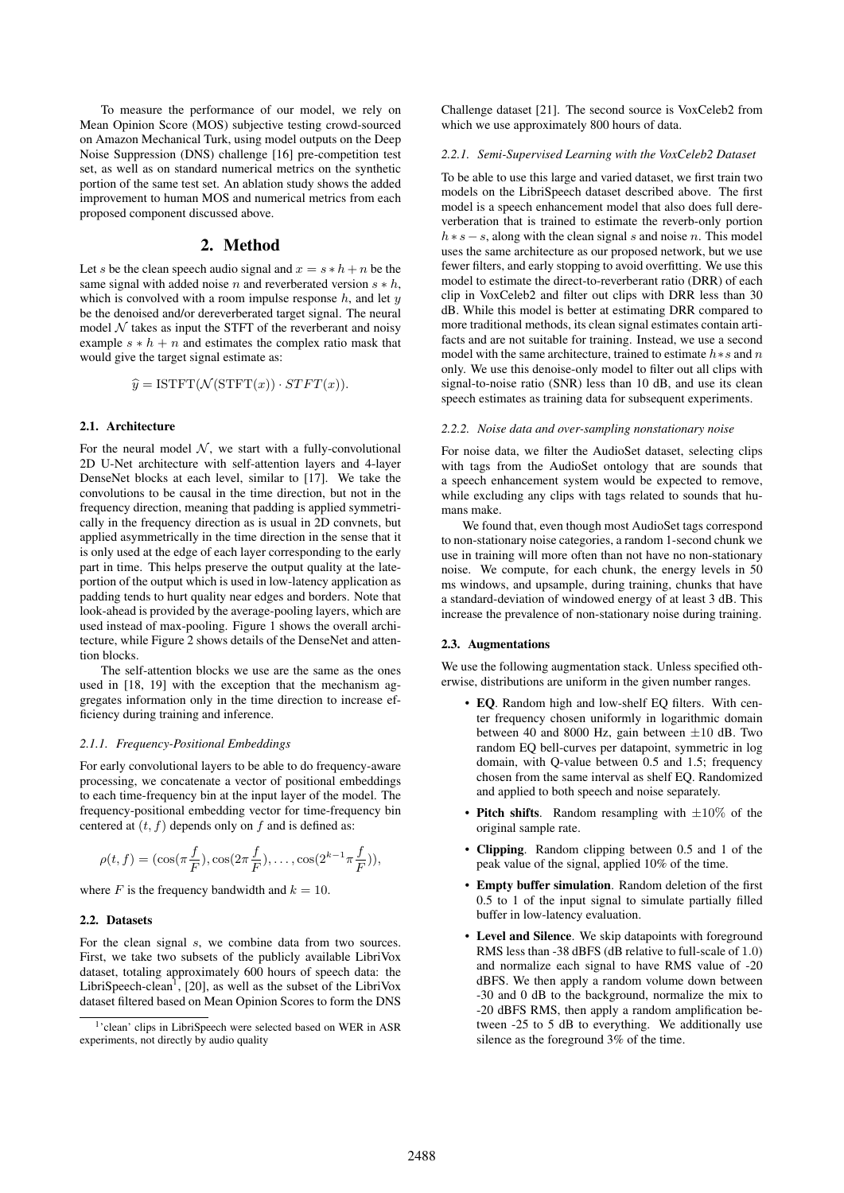To measure the performance of our model, we rely on Mean Opinion Score (MOS) subjective testing crowd-sourced on Amazon Mechanical Turk, using model outputs on the Deep Noise Suppression (DNS) challenge [16] pre-competition test set, as well as on standard numerical metrics on the synthetic portion of the same test set. An ablation study shows the added improvement to human MOS and numerical metrics from each proposed component discussed above.

## 2. Method

Let $s$ be the clean speech audio signal and $x = s * h + n$ be the same signal with added noise $n$ and reverberated version $s * h$, which is convolved with a room impulse response $h$, and let $y$ be the denoised and/or dereverberated target signal. The neural model $\mathcal{N}$ takes as input the STFT of the reverberant and noisy example $s * h + n$ and estimates the complex ratio mask that would give the target signal estimate as:

$$\widehat{y} = \mathrm{ISTFT}(\mathcal{N}(\mathrm{STFT}(x)) \cdot STFT(x)).$$

### 2.1. Architecture

For the neural model $\mathcal{N}$, we start with a fully-convolutional 2D U-Net architecture with self-attention layers and 4-layer DenseNet blocks at each level, similar to [17]. We take the convolutions to be causal in the time direction, but not in the frequency direction, meaning that padding is applied symmetrically in the frequency direction as is usual in 2D convnets, but applied asymmetrically in the time direction in the sense that it is only used at the edge of each layer corresponding to the early part in time. This helps preserve the output quality at the late-portion of the output which is used in low-latency application as padding tends to hurt quality near edges and borders. Note that look-ahead is provided by the average-pooling layers, which are used instead of max-pooling. Figure 1 shows the overall architecture, while Figure 2 shows details of the DenseNet and attention blocks.

The self-attention blocks we use are the same as the ones used in [18, 19] with the exception that the mechanism aggregates information only in the time direction to increase efficiency during training and inference.

#### 2.1.1. Frequency-Positional Embeddings

For early convolutional layers to be able to do frequency-aware processing, we concatenate a vector of positional embeddings to each time-frequency bin at the input layer of the model. The frequency-positional embedding vector for time-frequency bin centered at $(t, f)$ depends only on $f$ and is defined as:

$$\rho(t, f) = (\cos(\pi \frac{f}{F}), \cos(2\pi \frac{f}{F}), \ldots, \cos(2^{k-1}\pi \frac{f}{F})),$$

where $F$ is the frequency bandwidth and $k = 10$.

### 2.2. Datasets

For the clean signal $s$, we combine data from two sources. First, we take two subsets of the publicly available LibriVox dataset, totaling approximately 600 hours of speech data: the LibriSpeech-clean[1], [20], as well as the subset of the LibriVox dataset filtered based on Mean Opinion Scores to form the DNS Challenge dataset [21]. The second source is VoxCeleb2 from which we use approximately 800 hours of data.

#### 2.2.1. Semi-Supervised Learning with the VoxCeleb2 Dataset

To be able to use this large and varied dataset, we first train two models on the LibriSpeech dataset described above. The first model is a speech enhancement model that also does full dereverberation that is trained to estimate the reverb-only portion $h * s - s$, along with the clean signal $s$ and noise $n$. This model uses the same architecture as our proposed network, but we use fewer filters, and early stopping to avoid overfitting. We use this model to estimate the direct-to-reverberant ratio (DRR) of each clip in VoxCeleb2 and filter out clips with DRR less than 30 dB. While this model is better at estimating DRR compared to more traditional methods, its clean signal estimates contain artifacts and are not suitable for training. Instead, we use a second model with the same architecture, trained to estimate $h * s$ and $n$ only. We use this denoise-only model to filter out all clips with signal-to-noise ratio (SNR) less than 10 dB, and use its clean speech estimates as training data for subsequent experiments.

#### 2.2.2. Noise data and over-sampling nonstationary noise

For noise data, we filter the AudioSet dataset, selecting clips with tags from the AudioSet ontology that are sounds that a speech enhancement system would be expected to remove, while excluding any clips with tags related to sounds that humans make.

We found that, even though most AudioSet tags correspond to non-stationary noise categories, a random 1-second chunk we use in training will more often than not have no non-stationary noise. We compute, for each chunk, the energy levels in 50 ms windows, and upsample, during training, chunks that have a standard-deviation of windowed energy of at least 3 dB. This increase the prevalence of non-stationary noise during training.

### 2.3. Augmentations

We use the following augmentation stack. Unless specified otherwise, distributions are uniform in the given number ranges.

- **EQ**. Random high and low-shelf EQ filters. With center frequency chosen uniformly in logarithmic domain between 40 and 8000 Hz, gain between $\pm 10$ dB. Two random EQ bell-curves per datapoint, symmetric in log domain, with Q-value between 0.5 and 1.5; frequency chosen from the same interval as shelf EQ. Randomized and applied to both speech and noise separately.
- **Pitch shifts**. Random resampling with $\pm 10\%$ of the original sample rate.
- **Clipping**. Random clipping between 0.5 and 1 of the peak value of the signal, applied 10% of the time.
- **Empty buffer simulation**. Random deletion of the first 0.5 to 1 of the input signal to simulate partially filled buffer in low-latency evaluation.
- **Level and Silence**. We skip datapoints with foreground RMS less than -38 dBFS (dB relative to full-scale of 1.0) and normalize each signal to have RMS value of -20 dBFS. We then apply a random volume down between -30 and 0 dB to the background, normalize the mix to -20 dBFS RMS, then apply a random amplification between -25 to 5 dB to everything. We additionally use silence as the foreground 3% of the time.

[1] 'clean' clips in LibriSpeech were selected based on WER in ASR experiments, not directly by audio quality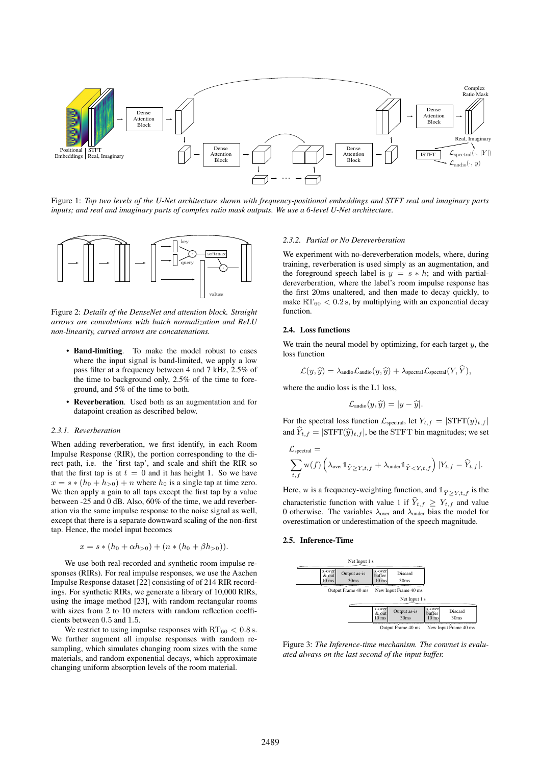Figure 1: *Top two levels of the U-Net architecture shown with frequency-positional embeddings and STFT real and imaginary parts inputs; and real and imaginary parts of complex ratio mask outputs. We use a 6-level U-Net architecture.*

Figure 2: *Details of the DenseNet and attention block. Straight arrows are convolutions with batch normalization and ReLU non-linearity, curved arrows are concatenations.*

- **Band-limiting**. To make the model robust to cases where the input signal is band-limited, we apply a low pass filter at a frequency between 4 and 7 kHz, 2.5% of the time to background only, 2.5% of the time to foreground, and 5% of the time to both.
- **Reverberation**. Used both as an augmentation and for datapoint creation as described below.

#### 2.3.1. Reverberation

When adding reverberation, we first identify, in each Room Impulse Response (RIR), the portion corresponding to the direct path, i.e. the 'first tap', and scale and shift the RIR so that the first tap is at $t = 0$ and it has height 1. So we have $x = s * (h_0 + h_{>0}) + n$ where $h_0$ is a single tap at time zero. We then apply a gain to all taps except the first tap by a value between -25 and 0 dB. Also, 60% of the time, we add reverberation via the same impulse response to the noise signal as well, except that there is a separate downward scaling of the non-first tap. Hence, the model input becomes

$$x = s * (h_0 + \alpha h_{>0}) + (n * (h_0 + \beta h_{>0})).$$

We use both real-recorded and synthetic room impulse responses (RIRs). For real impulse responses, we use the Aachen Impulse Response dataset [22] consisting of of 214 RIR recordings. For synthetic RIRs, we generate a library of 10,000 RIRs, using the image method [23], with random rectangular rooms with sizes from 2 to 10 meters with random reflection coefficients between 0.5 and 1.5.

We restrict to using impulse responses with $\mathrm{RT}_{60} < 0.8\,\mathrm{s}$. We further augment all impulse responses with random resampling, which simulates changing room sizes with the same materials, and random exponential decays, which approximate changing uniform absorption levels of the room material.

#### 2.3.2. Partial or No Dereverberation

We experiment with no-dereverberation models, where, during training, reverberation is used simply as an augmentation, and the foreground speech label is $y = s * h$; and with partial-dereverberation, where the label's room impulse response has the first 20ms unaltered, and then made to decay quickly, to make $\mathrm{RT}_{60} < 0.2\,\mathrm{s}$, by multiplying with an exponential decay function.

### 2.4. Loss functions

We train the neural model by optimizing, for each target $y$, the loss function

$$\mathcal{L}(y, \widehat{y}) = \lambda_{\text{audio}} \mathcal{L}_{\text{audio}}(y, \widehat{y}) + \lambda_{\text{spectral}} \mathcal{L}_{\text{spectral}}(Y, \widehat{Y}),$$

where the audio loss is the L1 loss,

$$\mathcal{L}_{\text{audio}}(y, \widehat{y}) = |y - \widehat{y}|.$$

For the spectral loss function $\mathcal{L}_{\text{spectral}}$, let $Y_{t,f} = |\mathrm{STFT}(y)_{t,f}|$ and $\widehat{Y}_{t,f} = |\mathrm{STFT}(\widehat{y})_{t,f}|$, be the STFT bin magnitudes; we set

$$\mathcal{L}_{\text{spectral}} = \sum_{t,f} \mathrm{w}(f) \left( \lambda_{\text{over}} \mathbb{1}_{\widehat{Y} \geq Y,t,f} + \lambda_{\text{under}} \mathbb{1}_{\widehat{Y} < Y,t,f} \right) |Y_{t,f} - \widehat{Y}_{t,f}|.$$

Here, w is a frequency-weighting function, and $\mathbb{1}_{\widehat{Y} \geq Y,t,f}$ is the characteristic function with value 1 if $\widehat{Y}_{t,f} \geq Y_{t,f}$ and value 0 otherwise. The variables $\lambda_{\text{over}}$ and $\lambda_{\text{under}}$ bias the model for overestimation or underestimation of the speech magnitude.

### 2.5. Inference-Time

Figure 3: *The Inference-time mechanism. The convnet is evaluated always on the last second of the input buffer.*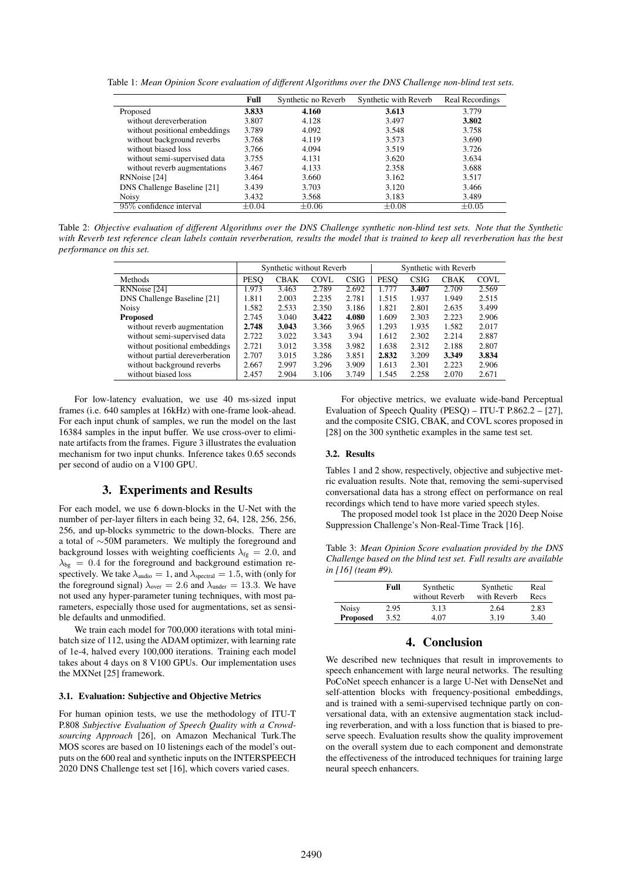Table 1: *Mean Opinion Score evaluation of different Algorithms over the DNS Challenge non-blind test sets.*

| | **Full** | Synthetic no Reverb | Synthetic with Reverb | Real Recordings |
|---|---|---|---|---|
| Proposed | **3.833** | **4.160** | **3.613** | 3.779 |
| without dereverberation | 3.807 | 4.128 | 3.497 | **3.802** |
| without positional embeddings | 3.789 | 4.092 | 3.548 | 3.758 |
| without background reverbs | 3.768 | 4.119 | 3.573 | 3.690 |
| without biased loss | 3.766 | 4.094 | 3.519 | 3.726 |
| without semi-supervised data | 3.755 | 4.131 | 3.620 | 3.634 |
| without reverb augmentations | 3.467 | 4.133 | 2.358 | 3.688 |
| RNNoise [24] | 3.464 | 3.660 | 3.162 | 3.517 |
| DNS Challenge Baseline [21] | 3.439 | 3.703 | 3.120 | 3.466 |
| Noisy | 3.432 | 3.568 | 3.183 | 3.489 |
| 95% confidence interval | $\pm 0.04$ | $\pm 0.06$ | $\pm 0.08$ | $\pm 0.05$ |

Table 2: *Objective evaluation of different Algorithms over the DNS Challenge synthetic non-blind test sets. Note that the Synthetic with Reverb test reference clean labels contain reverberation, results the model that is trained to keep all reverberation has the best performance on this set.*

| | Synthetic without Reverb | | | | Synthetic with Reverb | | | |
|---|---|---|---|---|---|---|---|---|
| Methods | PESQ | CBAK | COVL | CSIG | PESQ | CSIG | CBAK | COVL |
| RNNoise [24] | 1.973 | 3.463 | 2.789 | 2.692 | 1.777 | **3.407** | 2.709 | 2.569 |
| DNS Challenge Baseline [21] | 1.811 | 2.003 | 2.235 | 2.781 | 1.515 | 1.937 | 1.949 | 2.515 |
| Noisy | 1.582 | 2.533 | 2.350 | 3.186 | 1.821 | 2.801 | 2.635 | 3.499 |
| **Proposed** | 2.745 | 3.040 | **3.422** | **4.080** | 1.609 | 2.303 | 2.223 | 2.906 |
| without reverb augmentation | **2.748** | **3.043** | 3.366 | 3.965 | 1.293 | 1.935 | 1.582 | 2.017 |
| without semi-supervised data | 2.722 | 3.022 | 3.343 | 3.94 | 1.612 | 2.302 | 2.214 | 2.887 |
| without positional embeddings | 2.721 | 3.012 | 3.358 | 3.982 | 1.638 | 2.312 | 2.188 | 2.807 |
| without partial dereverberation | 2.707 | 3.015 | 3.286 | 3.851 | **2.832** | 3.209 | **3.349** | **3.834** |
| without background reverbs | 2.667 | 2.997 | 3.296 | 3.909 | 1.613 | 2.301 | 2.223 | 2.906 |
| without biased loss | 2.457 | 2.904 | 3.106 | 3.749 | 1.545 | 2.258 | 2.070 | 2.671 |

For low-latency evaluation, we use 40 ms-sized input frames (i.e. 640 samples at 16kHz) with one-frame look-ahead. For each input chunk of samples, we run the model on the last 16384 samples in the input buffer. We use cross-over to eliminate artifacts from the frames. Figure 3 illustrates the evaluation mechanism for two input chunks. Inference takes 0.65 seconds per second of audio on a V100 GPU.

## 3. Experiments and Results

For each model, we use 6 down-blocks in the U-Net with the number of per-layer filters in each being 32, 64, 128, 256, 256, 256, and up-blocks symmetric to the down-blocks. There are a total of $\sim$50M parameters. We multiply the foreground and background losses with weighting coefficients $\lambda_{\text{fg}} = 2.0$, and $\lambda_{\text{bg}} = 0.4$ for the foreground and background estimation respectively. We take $\lambda_{\text{audio}} = 1$, and $\lambda_{\text{spectral}} = 1.5$, with (only for the foreground signal) $\lambda_{\text{over}} = 2.6$ and $\lambda_{\text{under}} = 13.3$. We have not used any hyper-parameter tuning techniques, with most parameters, especially those used for augmentations, set as sensible defaults and unmodified.

We train each model for 700,000 iterations with total minibatch size of 112, using the ADAM optimizer, with learning rate of 1e-4, halved every 100,000 iterations. Training each model takes about 4 days on 8 V100 GPUs. Our implementation uses the MXNet [25] framework.

### 3.1. Evaluation: Subjective and Objective Metrics

For human opinion tests, we use the methodology of ITU-T P.808 *Subjective Evaluation of Speech Quality with a Crowdsourcing Approach* [26], on Amazon Mechanical Turk.The MOS scores are based on 10 listenings each of the model's outputs on the 600 real and synthetic inputs on the INTERSPEECH 2020 DNS Challenge test set [16], which covers varied cases.

For objective metrics, we evaluate wide-band Perceptual Evaluation of Speech Quality (PESQ) – ITU-T P.862.2 – [27], and the composite CSIG, CBAK, and COVL scores proposed in [28] on the 300 synthetic examples in the same test set.

### 3.2. Results

Tables 1 and 2 show, respectively, objective and subjective metric evaluation results. Note that, removing the semi-supervised conversational data has a strong effect on performance on real recordings which tend to have more varied speech styles.

The proposed model took 1st place in the 2020 Deep Noise Suppression Challenge's Non-Real-Time Track [16].

Table 3: *Mean Opinion Score evaluation provided by the DNS Challenge based on the blind test set. Full results are available in [16] (team #9).*

| | **Full** | Synthetic without Reverb | Synthetic with Reverb | Real Recs |
|---|---|---|---|---|
| Noisy | 2.95 | 3.13 | 2.64 | 2.83 |
| **Proposed** | 3.52 | 4.07 | 3.19 | 3.40 |

## 4. Conclusion

We described new techniques that result in improvements to speech enhancement with large neural networks. The resulting PoCoNet speech enhancer is a large U-Net with DenseNet and self-attention blocks with frequency-positional embeddings, and is trained with a semi-supervised technique partly on conversational data, with an extensive augmentation stack including reverberation, and with a loss function that is biased to preserve speech. Evaluation results show the quality improvement on the overall system due to each component and demonstrate the effectiveness of the introduced techniques for training large neural speech enhancers.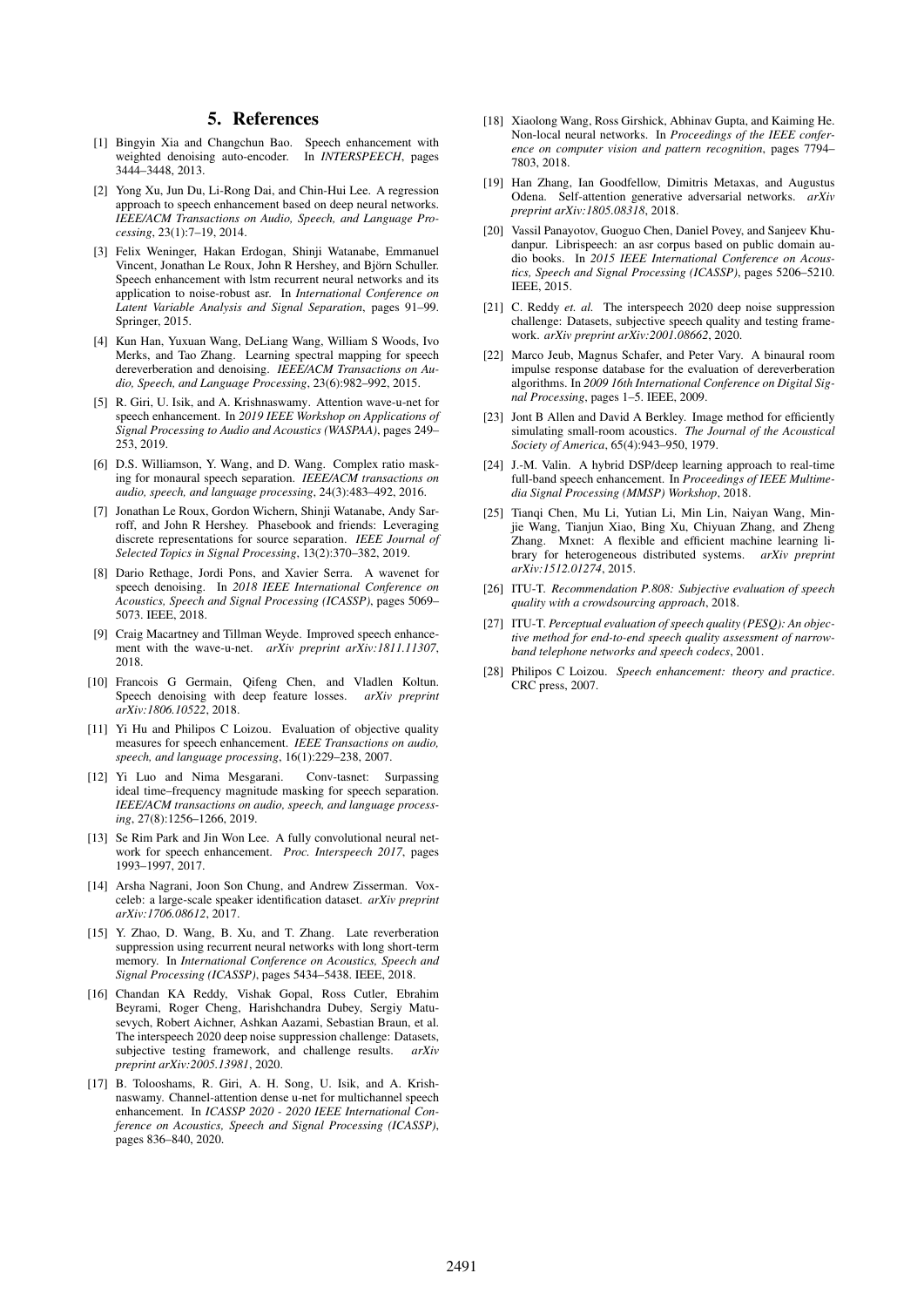## 5. References

[1] Bingyin Xia and Changchun Bao. Speech enhancement with weighted denoising auto-encoder. In *INTERSPEECH*, pages 3444–3448, 2013.

[2] Yong Xu, Jun Du, Li-Rong Dai, and Chin-Hui Lee. A regression approach to speech enhancement based on deep neural networks. *IEEE/ACM Transactions on Audio, Speech, and Language Processing*, 23(1):7–19, 2014.

[3] Felix Weninger, Hakan Erdogan, Shinji Watanabe, Emmanuel Vincent, Jonathan Le Roux, John R Hershey, and Björn Schuller. Speech enhancement with lstm recurrent neural networks and its application to noise-robust asr. In *International Conference on Latent Variable Analysis and Signal Separation*, pages 91–99. Springer, 2015.

[4] Kun Han, Yuxuan Wang, DeLiang Wang, William S Woods, Ivo Merks, and Tao Zhang. Learning spectral mapping for speech dereverberation and denoising. *IEEE/ACM Transactions on Audio, Speech, and Language Processing*, 23(6):982–992, 2015.

[5] R. Giri, U. Isik, and A. Krishnaswamy. Attention wave-u-net for speech enhancement. In *2019 IEEE Workshop on Applications of Signal Processing to Audio and Acoustics (WASPAA)*, pages 249–253, 2019.

[6] D.S. Williamson, Y. Wang, and D. Wang. Complex ratio masking for monaural speech separation. *IEEE/ACM transactions on audio, speech, and language processing*, 24(3):483–492, 2016.

[7] Jonathan Le Roux, Gordon Wichern, Shinji Watanabe, Andy Sarroff, and John R Hershey. Phasebook and friends: Leveraging discrete representations for source separation. *IEEE Journal of Selected Topics in Signal Processing*, 13(2):370–382, 2019.

[8] Dario Rethage, Jordi Pons, and Xavier Serra. A wavenet for speech denoising. In *2018 IEEE International Conference on Acoustics, Speech and Signal Processing (ICASSP)*, pages 5069–5073. IEEE, 2018.

[9] Craig Macartney and Tillman Weyde. Improved speech enhancement with the wave-u-net. *arXiv preprint arXiv:1811.11307*, 2018.

[10] Francois G Germain, Qifeng Chen, and Vladlen Koltun. Speech denoising with deep feature losses. *arXiv preprint arXiv:1806.10522*, 2018.

[11] Yi Hu and Philipos C Loizou. Evaluation of objective quality measures for speech enhancement. *IEEE Transactions on audio, speech, and language processing*, 16(1):229–238, 2007.

[12] Yi Luo and Nima Mesgarani. Conv-tasnet: Surpassing ideal time–frequency magnitude masking for speech separation. *IEEE/ACM transactions on audio, speech, and language processing*, 27(8):1256–1266, 2019.

[13] Se Rim Park and Jin Won Lee. A fully convolutional neural network for speech enhancement. *Proc. Interspeech 2017*, pages 1993–1997, 2017.

[14] Arsha Nagrani, Joon Son Chung, and Andrew Zisserman. Voxceleb: a large-scale speaker identification dataset. *arXiv preprint arXiv:1706.08612*, 2017.

[15] Y. Zhao, D. Wang, B. Xu, and T. Zhang. Late reverberation suppression using recurrent neural networks with long short-term memory. In *International Conference on Acoustics, Speech and Signal Processing (ICASSP)*, pages 5434–5438. IEEE, 2018.

[16] Chandan KA Reddy, Vishak Gopal, Ross Cutler, Ebrahim Beyrami, Roger Cheng, Harishchandra Dubey, Sergiy Matusevych, Robert Aichner, Ashkan Aazami, Sebastian Braun, et al. The interspeech 2020 deep noise suppression challenge: Datasets, subjective testing framework, and challenge results. *arXiv preprint arXiv:2005.13981*, 2020.

[17] B. Tolooshams, R. Giri, A. H. Song, U. Isik, and A. Krishnaswamy. Channel-attention dense u-net for multichannel speech enhancement. In *ICASSP 2020 - 2020 IEEE International Conference on Acoustics, Speech and Signal Processing (ICASSP)*, pages 836–840, 2020.

[18] Xiaolong Wang, Ross Girshick, Abhinav Gupta, and Kaiming He. Non-local neural networks. In *Proceedings of the IEEE conference on computer vision and pattern recognition*, pages 7794–7803, 2018.

[19] Han Zhang, Ian Goodfellow, Dimitris Metaxas, and Augustus Odena. Self-attention generative adversarial networks. *arXiv preprint arXiv:1805.08318*, 2018.

[20] Vassil Panayotov, Guoguo Chen, Daniel Povey, and Sanjeev Khudanpur. Librispeech: an asr corpus based on public domain audio books. In *2015 IEEE International Conference on Acoustics, Speech and Signal Processing (ICASSP)*, pages 5206–5210. IEEE, 2015.

[21] C. Reddy *et. al.* The interspeech 2020 deep noise suppression challenge: Datasets, subjective speech quality and testing framework. *arXiv preprint arXiv:2001.08662*, 2020.

[22] Marco Jeub, Magnus Schafer, and Peter Vary. A binaural room impulse response database for the evaluation of dereverberation algorithms. In *2009 16th International Conference on Digital Signal Processing*, pages 1–5. IEEE, 2009.

[23] Jont B Allen and David A Berkley. Image method for efficiently simulating small-room acoustics. *The Journal of the Acoustical Society of America*, 65(4):943–950, 1979.

[24] J.-M. Valin. A hybrid DSP/deep learning approach to real-time full-band speech enhancement. In *Proceedings of IEEE Multimedia Signal Processing (MMSP) Workshop*, 2018.

[25] Tianqi Chen, Mu Li, Yutian Li, Min Lin, Naiyan Wang, Minjie Wang, Tianjun Xiao, Bing Xu, Chiyuan Zhang, and Zheng Zhang. Mxnet: A flexible and efficient machine learning library for heterogeneous distributed systems. *arXiv preprint arXiv:1512.01274*, 2015.

[26] ITU-T. *Recommendation P.808: Subjective evaluation of speech quality with a crowdsourcing approach*, 2018.

[27] ITU-T. *Perceptual evaluation of speech quality (PESQ): An objective method for end-to-end speech quality assessment of narrow-band telephone networks and speech codecs*, 2001.

[28] Philipos C Loizou. *Speech enhancement: theory and practice*. CRC press, 2007.